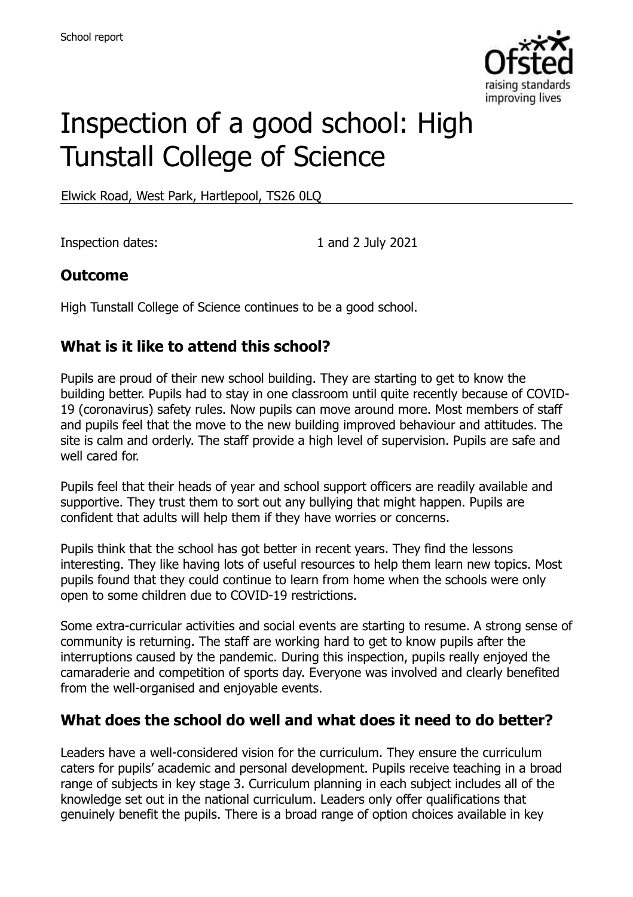# Inspection of a good school: High Tunstall College of Science

Elwick Road, West Park, Hartlepool, TS26 0LQ

Inspection dates: 1 and 2 July 2021

## Outcome

High Tunstall College of Science continues to be a good school.

## What is it like to attend this school?

Pupils are proud of their new school building. They are starting to get to know the building better. Pupils had to stay in one classroom until quite recently because of COVID-19 (coronavirus) safety rules. Now pupils can move around more. Most members of staff and pupils feel that the move to the new building improved behaviour and attitudes. The site is calm and orderly. The staff provide a high level of supervision. Pupils are safe and well cared for.

Pupils feel that their heads of year and school support officers are readily available and supportive. They trust them to sort out any bullying that might happen. Pupils are confident that adults will help them if they have worries or concerns.

Pupils think that the school has got better in recent years. They find the lessons interesting. They like having lots of useful resources to help them learn new topics. Most pupils found that they could continue to learn from home when the schools were only open to some children due to COVID-19 restrictions.

Some extra-curricular activities and social events are starting to resume. A strong sense of community is returning. The staff are working hard to get to know pupils after the interruptions caused by the pandemic. During this inspection, pupils really enjoyed the camaraderie and competition of sports day. Everyone was involved and clearly benefited from the well-organised and enjoyable events.

## What does the school do well and what does it need to do better?

Leaders have a well-considered vision for the curriculum. They ensure the curriculum caters for pupils' academic and personal development. Pupils receive teaching in a broad range of subjects in key stage 3. Curriculum planning in each subject includes all of the knowledge set out in the national curriculum. Leaders only offer qualifications that genuinely benefit the pupils. There is a broad range of option choices available in key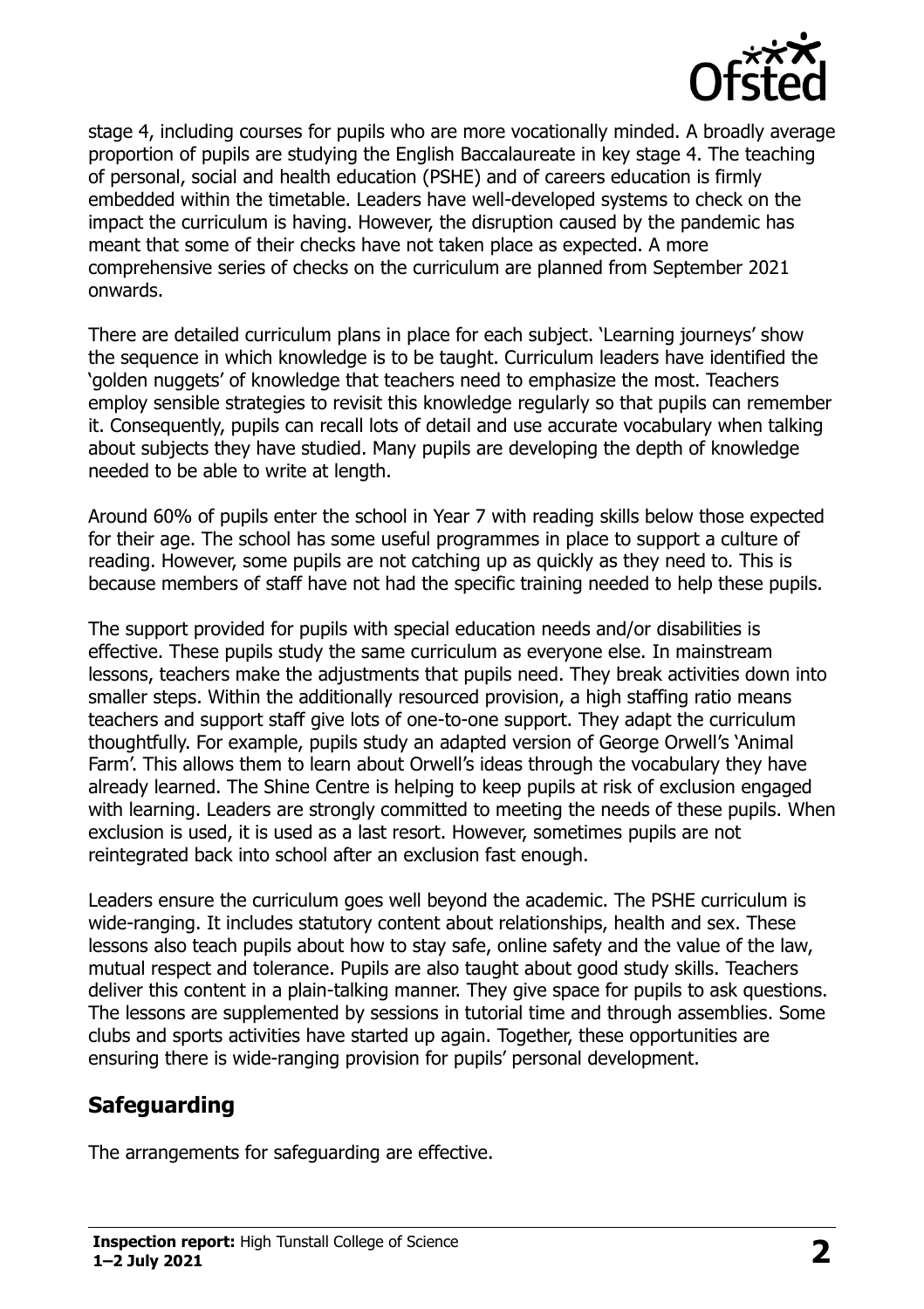stage 4, including courses for pupils who are more vocationally minded. A broadly average proportion of pupils are studying the English Baccalaureate in key stage 4. The teaching of personal, social and health education (PSHE) and of careers education is firmly embedded within the timetable. Leaders have well-developed systems to check on the impact the curriculum is having. However, the disruption caused by the pandemic has meant that some of their checks have not taken place as expected. A more comprehensive series of checks on the curriculum are planned from September 2021 onwards.

There are detailed curriculum plans in place for each subject. 'Learning journeys' show the sequence in which knowledge is to be taught. Curriculum leaders have identified the 'golden nuggets' of knowledge that teachers need to emphasize the most. Teachers employ sensible strategies to revisit this knowledge regularly so that pupils can remember it. Consequently, pupils can recall lots of detail and use accurate vocabulary when talking about subjects they have studied. Many pupils are developing the depth of knowledge needed to be able to write at length.

Around 60% of pupils enter the school in Year 7 with reading skills below those expected for their age. The school has some useful programmes in place to support a culture of reading. However, some pupils are not catching up as quickly as they need to. This is because members of staff have not had the specific training needed to help these pupils.

The support provided for pupils with special education needs and/or disabilities is effective. These pupils study the same curriculum as everyone else. In mainstream lessons, teachers make the adjustments that pupils need. They break activities down into smaller steps. Within the additionally resourced provision, a high staffing ratio means teachers and support staff give lots of one-to-one support. They adapt the curriculum thoughtfully. For example, pupils study an adapted version of George Orwell's 'Animal Farm'. This allows them to learn about Orwell's ideas through the vocabulary they have already learned. The Shine Centre is helping to keep pupils at risk of exclusion engaged with learning. Leaders are strongly committed to meeting the needs of these pupils. When exclusion is used, it is used as a last resort. However, sometimes pupils are not reintegrated back into school after an exclusion fast enough.

Leaders ensure the curriculum goes well beyond the academic. The PSHE curriculum is wide-ranging. It includes statutory content about relationships, health and sex. These lessons also teach pupils about how to stay safe, online safety and the value of the law, mutual respect and tolerance. Pupils are also taught about good study skills. Teachers deliver this content in a plain-talking manner. They give space for pupils to ask questions. The lessons are supplemented by sessions in tutorial time and through assemblies. Some clubs and sports activities have started up again. Together, these opportunities are ensuring there is wide-ranging provision for pupils' personal development.

## Safeguarding

The arrangements for safeguarding are effective.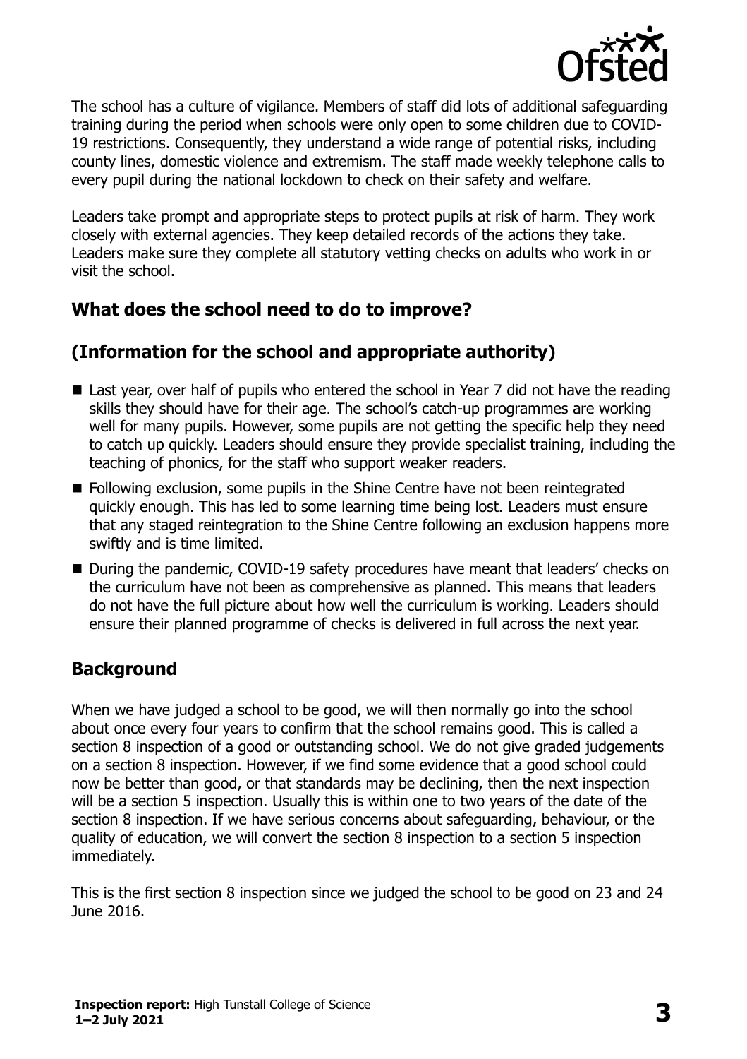The school has a culture of vigilance. Members of staff did lots of additional safeguarding training during the period when schools were only open to some children due to COVID-19 restrictions. Consequently, they understand a wide range of potential risks, including county lines, domestic violence and extremism. The staff made weekly telephone calls to every pupil during the national lockdown to check on their safety and welfare.

Leaders take prompt and appropriate steps to protect pupils at risk of harm. They work closely with external agencies. They keep detailed records of the actions they take. Leaders make sure they complete all statutory vetting checks on adults who work in or visit the school.

## What does the school need to do to improve?

## (Information for the school and appropriate authority)

- Last year, over half of pupils who entered the school in Year 7 did not have the reading skills they should have for their age. The school's catch-up programmes are working well for many pupils. However, some pupils are not getting the specific help they need to catch up quickly. Leaders should ensure they provide specialist training, including the teaching of phonics, for the staff who support weaker readers.
- Following exclusion, some pupils in the Shine Centre have not been reintegrated quickly enough. This has led to some learning time being lost. Leaders must ensure that any staged reintegration to the Shine Centre following an exclusion happens more swiftly and is time limited.
- During the pandemic, COVID-19 safety procedures have meant that leaders' checks on the curriculum have not been as comprehensive as planned. This means that leaders do not have the full picture about how well the curriculum is working. Leaders should ensure their planned programme of checks is delivered in full across the next year.

## Background

When we have judged a school to be good, we will then normally go into the school about once every four years to confirm that the school remains good. This is called a section 8 inspection of a good or outstanding school. We do not give graded judgements on a section 8 inspection. However, if we find some evidence that a good school could now be better than good, or that standards may be declining, then the next inspection will be a section 5 inspection. Usually this is within one to two years of the date of the section 8 inspection. If we have serious concerns about safeguarding, behaviour, or the quality of education, we will convert the section 8 inspection to a section 5 inspection immediately.

This is the first section 8 inspection since we judged the school to be good on 23 and 24 June 2016.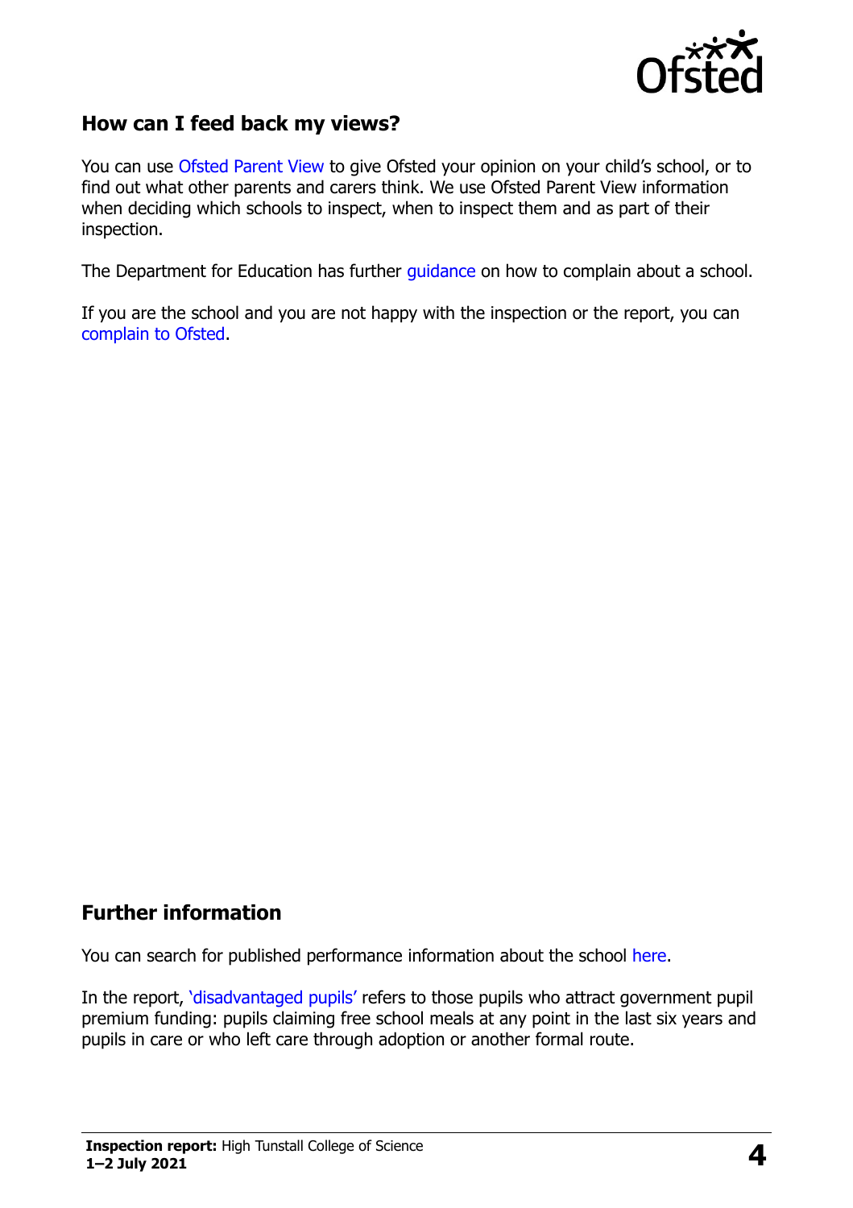## How can I feed back my views?

You can use Ofsted Parent View to give Ofsted your opinion on your child's school, or to find out what other parents and carers think. We use Ofsted Parent View information when deciding which schools to inspect, when to inspect them and as part of their inspection.

The Department for Education has further guidance on how to complain about a school.

If you are the school and you are not happy with the inspection or the report, you can complain to Ofsted.

## Further information

You can search for published performance information about the school here.

In the report, 'disadvantaged pupils' refers to those pupils who attract government pupil premium funding: pupils claiming free school meals at any point in the last six years and pupils in care or who left care through adoption or another formal route.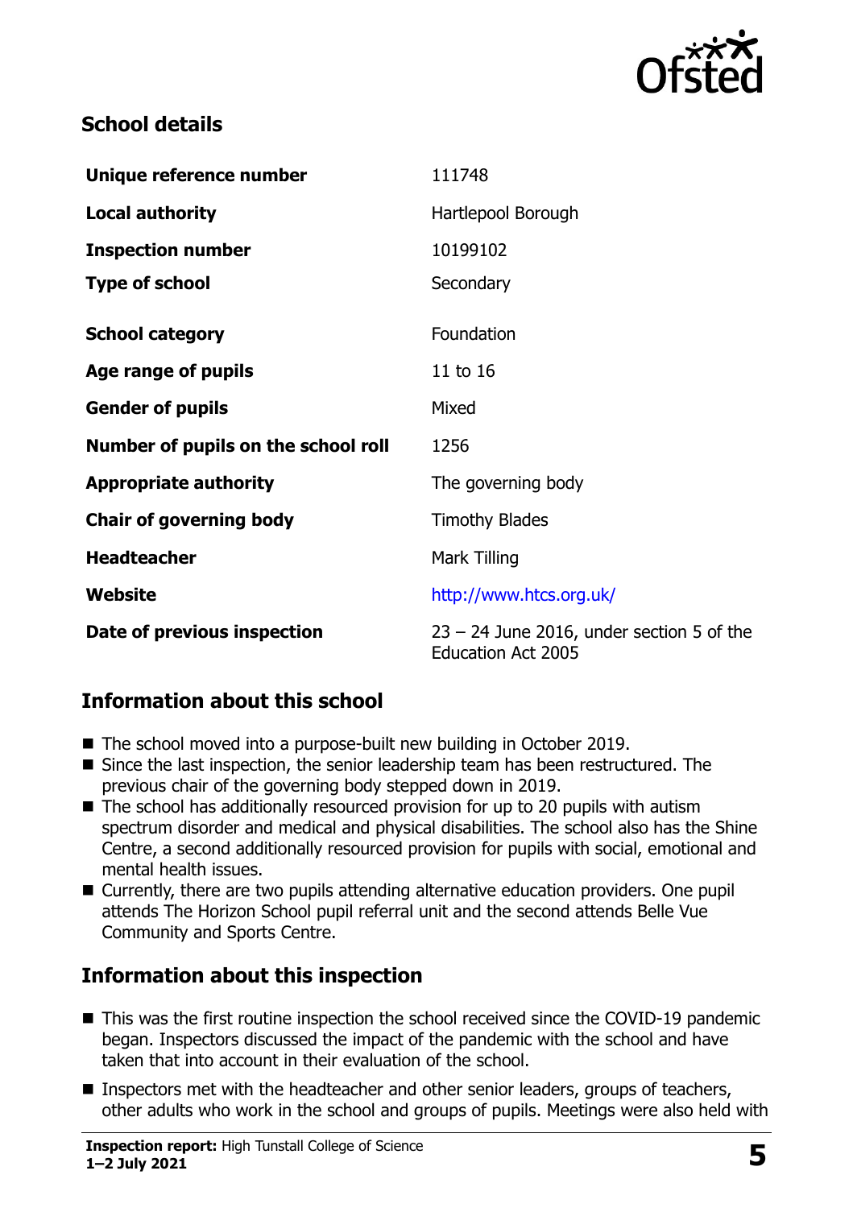## School details

| | |
|---|---|
| **Unique reference number** | 111748 |
| **Local authority** | Hartlepool Borough |
| **Inspection number** | 10199102 |
| **Type of school** | Secondary |
| **School category** | Foundation |
| **Age range of pupils** | 11 to 16 |
| **Gender of pupils** | Mixed |
| **Number of pupils on the school roll** | 1256 |
| **Appropriate authority** | The governing body |
| **Chair of governing body** | Timothy Blades |
| **Headteacher** | Mark Tilling |
| **Website** | http://www.htcs.org.uk/ |
| **Date of previous inspection** | 23 – 24 June 2016, under section 5 of the Education Act 2005 |

## Information about this school

- The school moved into a purpose-built new building in October 2019.
- Since the last inspection, the senior leadership team has been restructured. The previous chair of the governing body stepped down in 2019.
- The school has additionally resourced provision for up to 20 pupils with autism spectrum disorder and medical and physical disabilities. The school also has the Shine Centre, a second additionally resourced provision for pupils with social, emotional and mental health issues.
- Currently, there are two pupils attending alternative education providers. One pupil attends The Horizon School pupil referral unit and the second attends Belle Vue Community and Sports Centre.

## Information about this inspection

- This was the first routine inspection the school received since the COVID-19 pandemic began. Inspectors discussed the impact of the pandemic with the school and have taken that into account in their evaluation of the school.
- Inspectors met with the headteacher and other senior leaders, groups of teachers, other adults who work in the school and groups of pupils. Meetings were also held with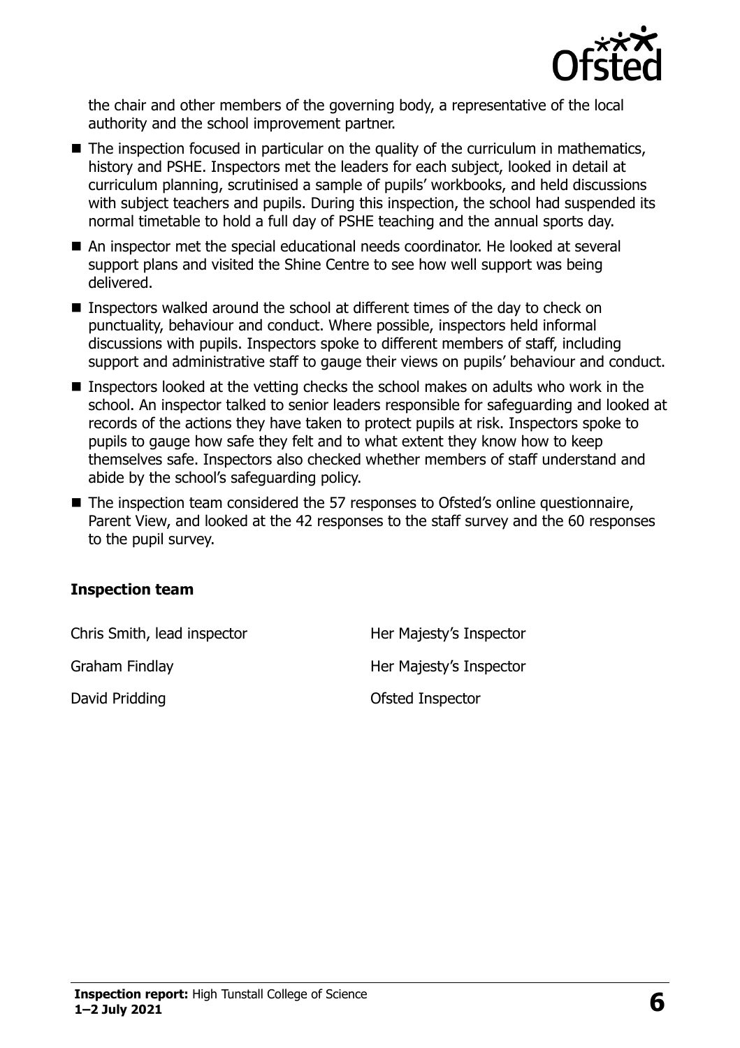the chair and other members of the governing body, a representative of the local authority and the school improvement partner.

- The inspection focused in particular on the quality of the curriculum in mathematics, history and PSHE. Inspectors met the leaders for each subject, looked in detail at curriculum planning, scrutinised a sample of pupils' workbooks, and held discussions with subject teachers and pupils. During this inspection, the school had suspended its normal timetable to hold a full day of PSHE teaching and the annual sports day.
- An inspector met the special educational needs coordinator. He looked at several support plans and visited the Shine Centre to see how well support was being delivered.
- Inspectors walked around the school at different times of the day to check on punctuality, behaviour and conduct. Where possible, inspectors held informal discussions with pupils. Inspectors spoke to different members of staff, including support and administrative staff to gauge their views on pupils' behaviour and conduct.
- Inspectors looked at the vetting checks the school makes on adults who work in the school. An inspector talked to senior leaders responsible for safeguarding and looked at records of the actions they have taken to protect pupils at risk. Inspectors spoke to pupils to gauge how safe they felt and to what extent they know how to keep themselves safe. Inspectors also checked whether members of staff understand and abide by the school's safeguarding policy.
- The inspection team considered the 57 responses to Ofsted's online questionnaire, Parent View, and looked at the 42 responses to the staff survey and the 60 responses to the pupil survey.

### Inspection team

| | |
|---|---|
| Chris Smith, lead inspector | Her Majesty's Inspector |
| Graham Findlay | Her Majesty's Inspector |
| David Pridding | Ofsted Inspector |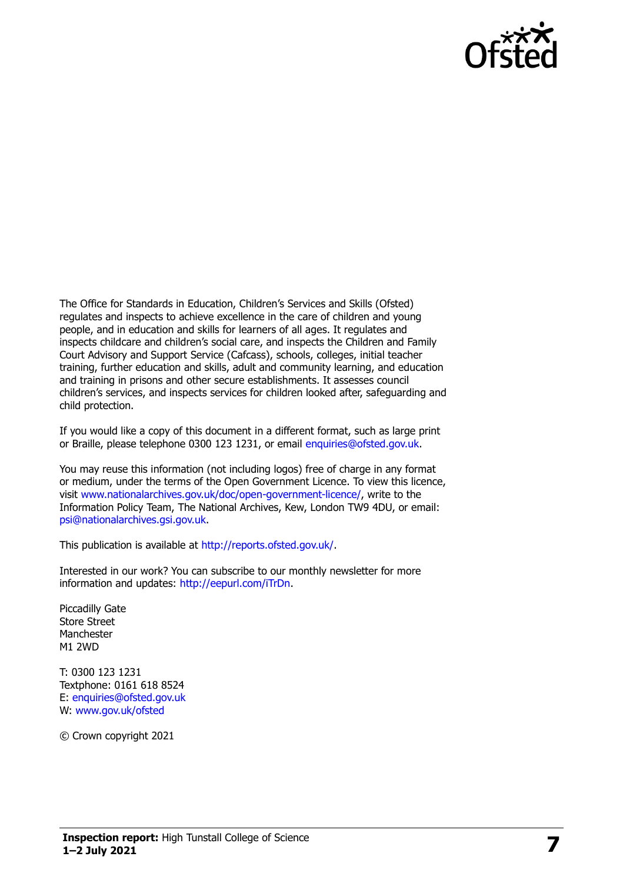The Office for Standards in Education, Children's Services and Skills (Ofsted) regulates and inspects to achieve excellence in the care of children and young people, and in education and skills for learners of all ages. It regulates and inspects childcare and children's social care, and inspects the Children and Family Court Advisory and Support Service (Cafcass), schools, colleges, initial teacher training, further education and skills, adult and community learning, and education and training in prisons and other secure establishments. It assesses council children's services, and inspects services for children looked after, safeguarding and child protection.

If you would like a copy of this document in a different format, such as large print or Braille, please telephone 0300 123 1231, or email enquiries@ofsted.gov.uk.

You may reuse this information (not including logos) free of charge in any format or medium, under the terms of the Open Government Licence. To view this licence, visit www.nationalarchives.gov.uk/doc/open-government-licence/, write to the Information Policy Team, The National Archives, Kew, London TW9 4DU, or email: psi@nationalarchives.gsi.gov.uk.

This publication is available at http://reports.ofsted.gov.uk/.

Interested in our work? You can subscribe to our monthly newsletter for more information and updates: http://eepurl.com/iTrDn.

Piccadilly Gate
Store Street
Manchester
M1 2WD

T: 0300 123 1231
Textphone: 0161 618 8524
E: enquiries@ofsted.gov.uk
W: www.gov.uk/ofsted

© Crown copyright 2021